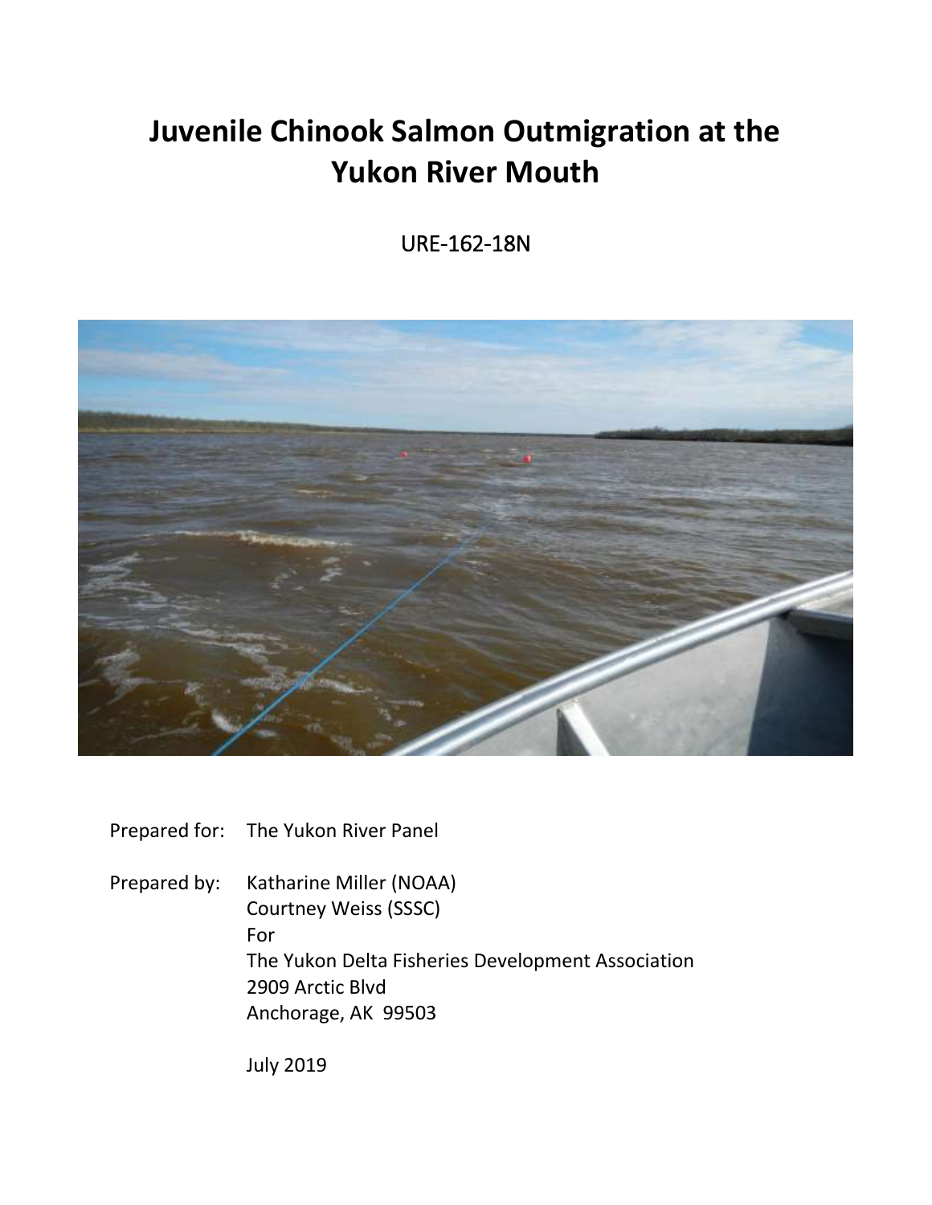# Juvenile Chinook Salmon Outmigration at the Yukon River Mouth

URE-162-18N

Prepared for: The Yukon River Panel

Prepared by: Katharine Miller (NOAA)
Courtney Weiss (SSSC)
For
The Yukon Delta Fisheries Development Association
2909 Arctic Blvd
Anchorage, AK 99503

July 2019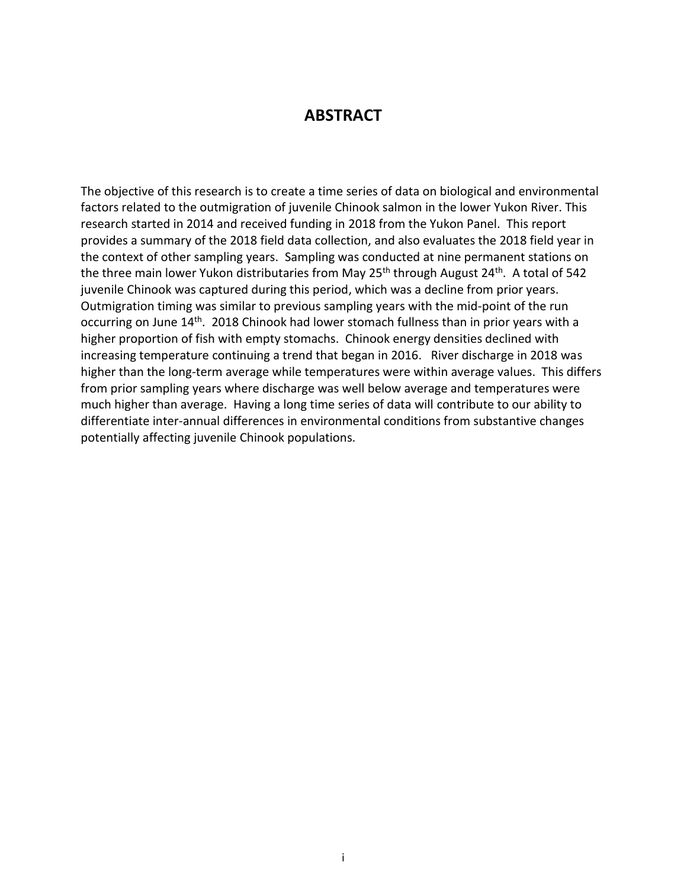# ABSTRACT

The objective of this research is to create a time series of data on biological and environmental factors related to the outmigration of juvenile Chinook salmon in the lower Yukon River. This research started in 2014 and received funding in 2018 from the Yukon Panel. This report provides a summary of the 2018 field data collection, and also evaluates the 2018 field year in the context of other sampling years. Sampling was conducted at nine permanent stations on the three main lower Yukon distributaries from May 25th through August 24th. A total of 542 juvenile Chinook was captured during this period, which was a decline from prior years. Outmigration timing was similar to previous sampling years with the mid-point of the run occurring on June 14th. 2018 Chinook had lower stomach fullness than in prior years with a higher proportion of fish with empty stomachs. Chinook energy densities declined with increasing temperature continuing a trend that began in 2016. River discharge in 2018 was higher than the long-term average while temperatures were within average values. This differs from prior sampling years where discharge was well below average and temperatures were much higher than average. Having a long time series of data will contribute to our ability to differentiate inter-annual differences in environmental conditions from substantive changes potentially affecting juvenile Chinook populations.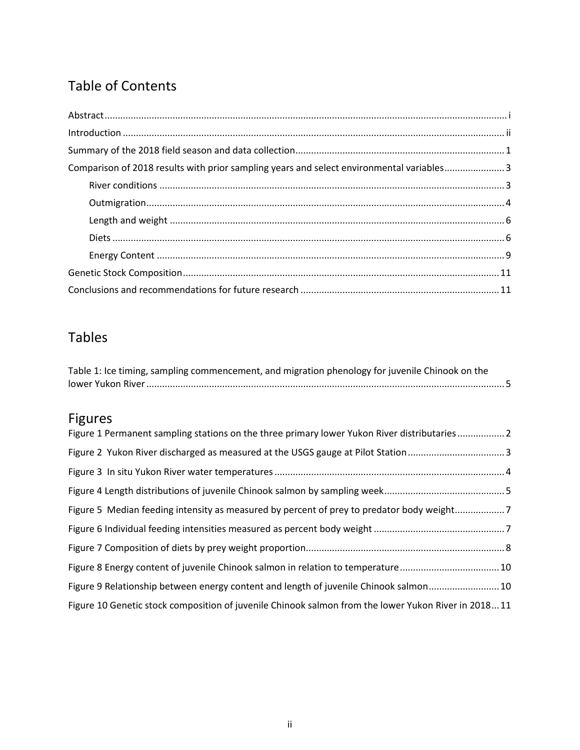## Table of Contents

Abstract ........................................................................................................................................ i

Introduction ................................................................................................................................ ii

Summary of the 2018 field season and data collection ............................................................... 1

Comparison of 2018 results with prior sampling years and select environmental variables ....................... 3

- River conditions ................................................................................................................... 3
- Outmigration ......................................................................................................................... 4
- Length and weight ............................................................................................................... 6
- Diets ..................................................................................................................................... 6
- Energy Content .................................................................................................................... 9

Genetic Stock Composition ....................................................................................................... 11

Conclusions and recommendations for future research ............................................................ 11

## Tables

Table 1: Ice timing, sampling commencement, and migration phenology for juvenile Chinook on the lower Yukon River ........................................................................................................................ 5

## Figures

Figure 1 Permanent sampling stations on the three primary lower Yukon River distributaries .................. 2

Figure 2 Yukon River discharged as measured at the USGS gauge at Pilot Station ..................................... 3

Figure 3 In situ Yukon River water temperatures ....................................................................................... 4

Figure 4 Length distributions of juvenile Chinook salmon by sampling week ............................................. 5

Figure 5 Median feeding intensity as measured by percent of prey to predator body weight ................... 7

Figure 6 Individual feeding intensities measured as percent body weight ................................................. 7

Figure 7 Composition of diets by prey weight proportion ........................................................................... 8

Figure 8 Energy content of juvenile Chinook salmon in relation to temperature ...................................... 10

Figure 9 Relationship between energy content and length of juvenile Chinook salmon ........................... 10

Figure 10 Genetic stock composition of juvenile Chinook salmon from the lower Yukon River in 2018 ... 11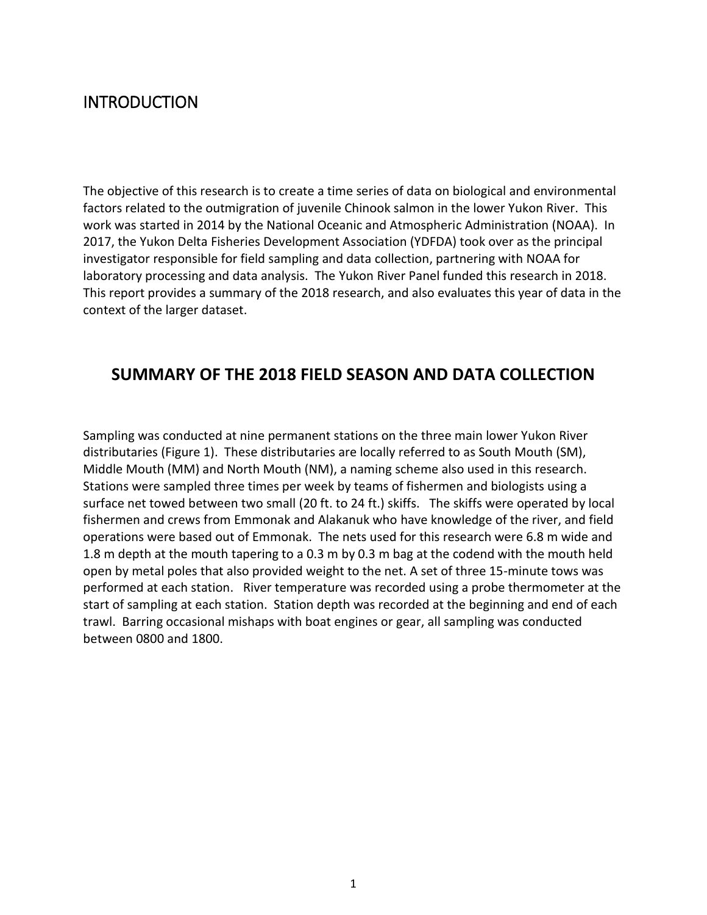# INTRODUCTION

The objective of this research is to create a time series of data on biological and environmental factors related to the outmigration of juvenile Chinook salmon in the lower Yukon River. This work was started in 2014 by the National Oceanic and Atmospheric Administration (NOAA). In 2017, the Yukon Delta Fisheries Development Association (YDFDA) took over as the principal investigator responsible for field sampling and data collection, partnering with NOAA for laboratory processing and data analysis. The Yukon River Panel funded this research in 2018. This report provides a summary of the 2018 research, and also evaluates this year of data in the context of the larger dataset.

## SUMMARY OF THE 2018 FIELD SEASON AND DATA COLLECTION

Sampling was conducted at nine permanent stations on the three main lower Yukon River distributaries (Figure 1). These distributaries are locally referred to as South Mouth (SM), Middle Mouth (MM) and North Mouth (NM), a naming scheme also used in this research. Stations were sampled three times per week by teams of fishermen and biologists using a surface net towed between two small (20 ft. to 24 ft.) skiffs. The skiffs were operated by local fishermen and crews from Emmonak and Alakanuk who have knowledge of the river, and field operations were based out of Emmonak. The nets used for this research were 6.8 m wide and 1.8 m depth at the mouth tapering to a 0.3 m by 0.3 m bag at the codend with the mouth held open by metal poles that also provided weight to the net. A set of three 15-minute tows was performed at each station. River temperature was recorded using a probe thermometer at the start of sampling at each station. Station depth was recorded at the beginning and end of each trawl. Barring occasional mishaps with boat engines or gear, all sampling was conducted between 0800 and 1800.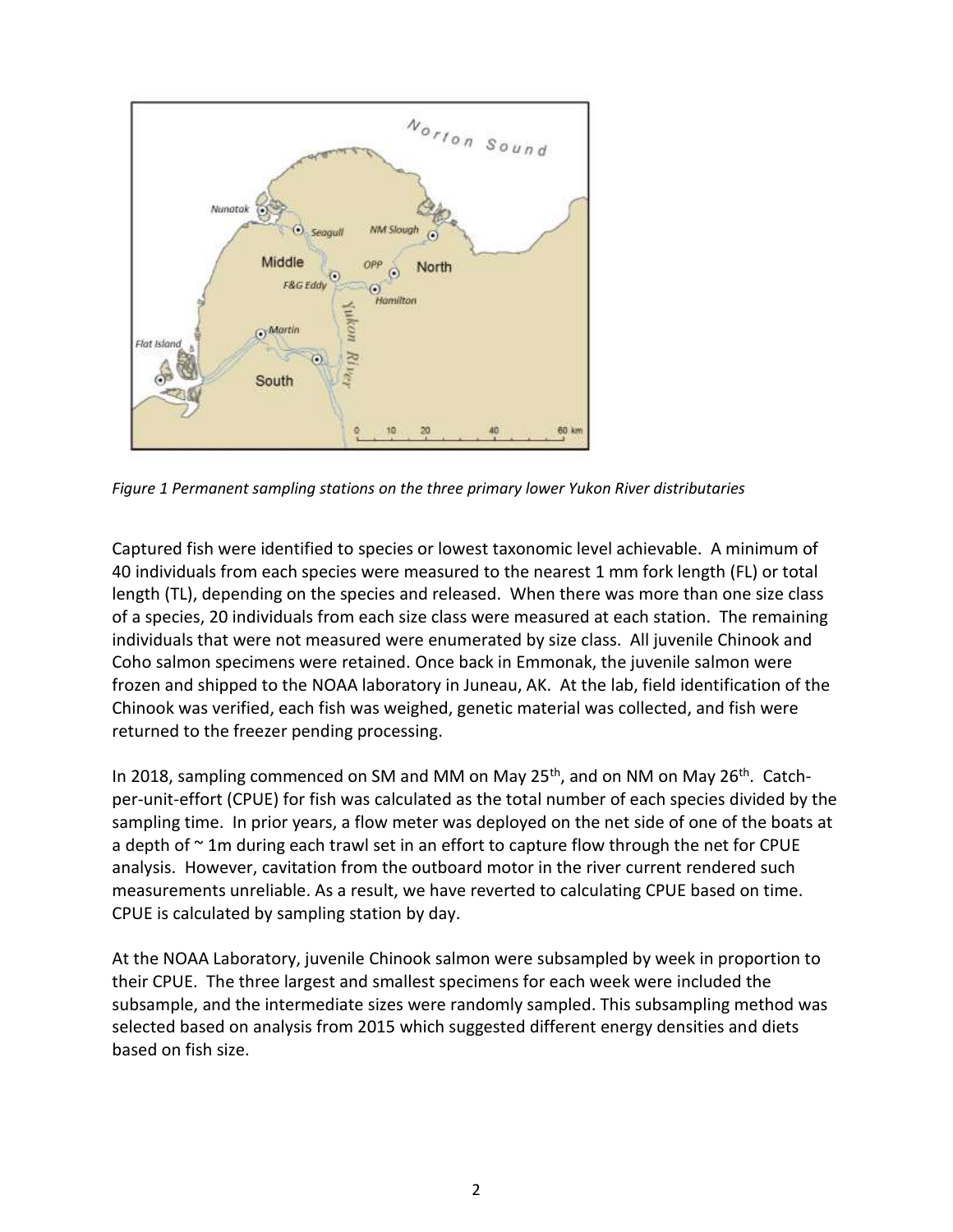*Figure 1 Permanent sampling stations on the three primary lower Yukon River distributaries*

Captured fish were identified to species or lowest taxonomic level achievable. A minimum of 40 individuals from each species were measured to the nearest 1 mm fork length (FL) or total length (TL), depending on the species and released. When there was more than one size class of a species, 20 individuals from each size class were measured at each station. The remaining individuals that were not measured were enumerated by size class. All juvenile Chinook and Coho salmon specimens were retained. Once back in Emmonak, the juvenile salmon were frozen and shipped to the NOAA laboratory in Juneau, AK. At the lab, field identification of the Chinook was verified, each fish was weighed, genetic material was collected, and fish were returned to the freezer pending processing.

In 2018, sampling commenced on SM and MM on May 25th, and on NM on May 26th. Catch-per-unit-effort (CPUE) for fish was calculated as the total number of each species divided by the sampling time. In prior years, a flow meter was deployed on the net side of one of the boats at a depth of ~ 1m during each trawl set in an effort to capture flow through the net for CPUE analysis. However, cavitation from the outboard motor in the river current rendered such measurements unreliable. As a result, we have reverted to calculating CPUE based on time. CPUE is calculated by sampling station by day.

At the NOAA Laboratory, juvenile Chinook salmon were subsampled by week in proportion to their CPUE. The three largest and smallest specimens for each week were included the subsample, and the intermediate sizes were randomly sampled. This subsampling method was selected based on analysis from 2015 which suggested different energy densities and diets based on fish size.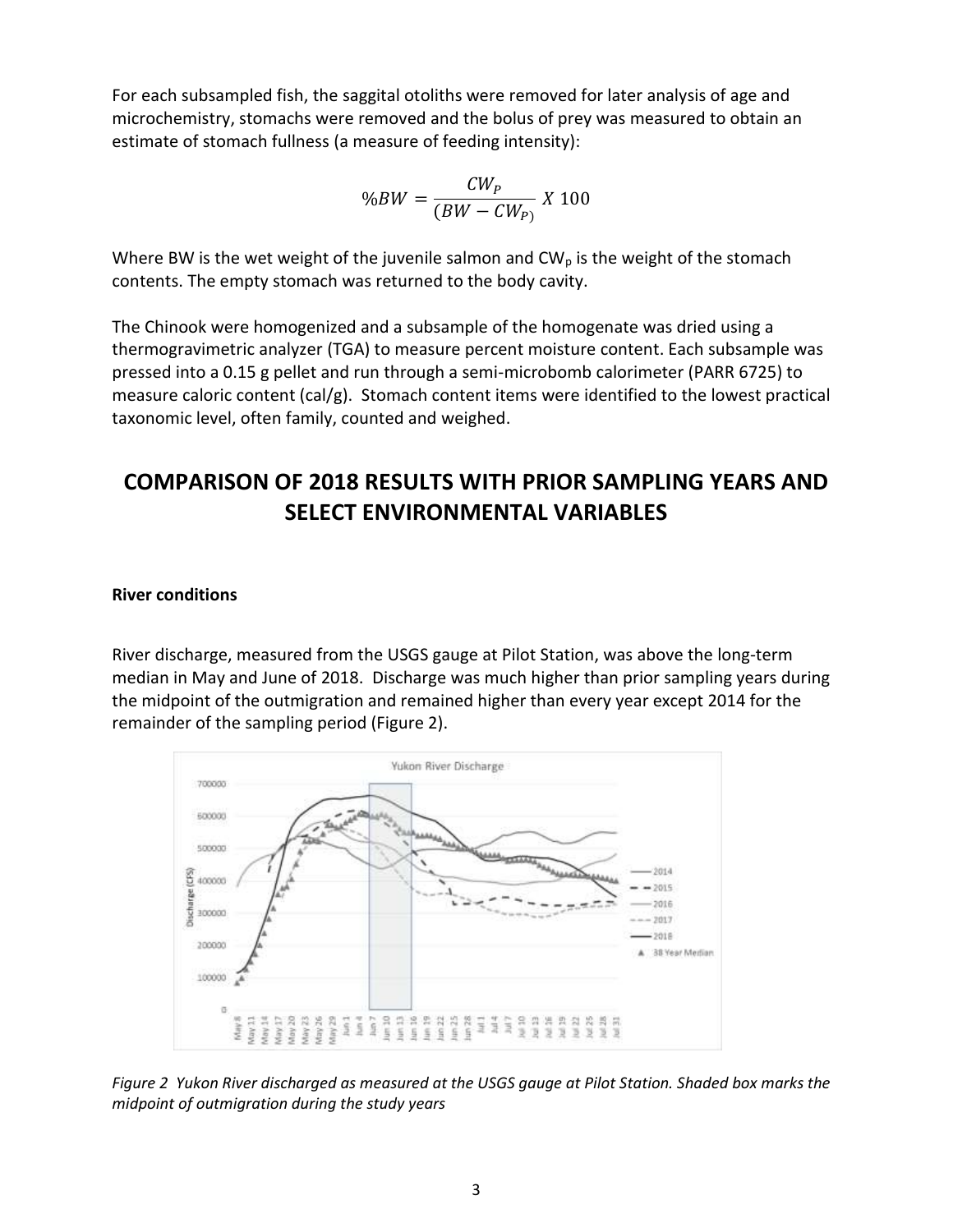For each subsampled fish, the saggital otoliths were removed for later analysis of age and microchemistry, stomachs were removed and the bolus of prey was measured to obtain an estimate of stomach fullness (a measure of feeding intensity):

$$\%BW = \frac{CW_P}{(BW - CW_P)} X\ 100$$

Where BW is the wet weight of the juvenile salmon and $CW_p$ is the weight of the stomach contents. The empty stomach was returned to the body cavity.

The Chinook were homogenized and a subsample of the homogenate was dried using a thermogravimetric analyzer (TGA) to measure percent moisture content. Each subsample was pressed into a 0.15 g pellet and run through a semi-microbomb calorimeter (PARR 6725) to measure caloric content (cal/g). Stomach content items were identified to the lowest practical taxonomic level, often family, counted and weighed.

## COMPARISON OF 2018 RESULTS WITH PRIOR SAMPLING YEARS AND SELECT ENVIRONMENTAL VARIABLES

**River conditions**

River discharge, measured from the USGS gauge at Pilot Station, was above the long-term median in May and June of 2018. Discharge was much higher than prior sampling years during the midpoint of the outmigration and remained higher than every year except 2014 for the remainder of the sampling period (Figure 2).

*Figure 2 Yukon River discharged as measured at the USGS gauge at Pilot Station. Shaded box marks the midpoint of outmigration during the study years*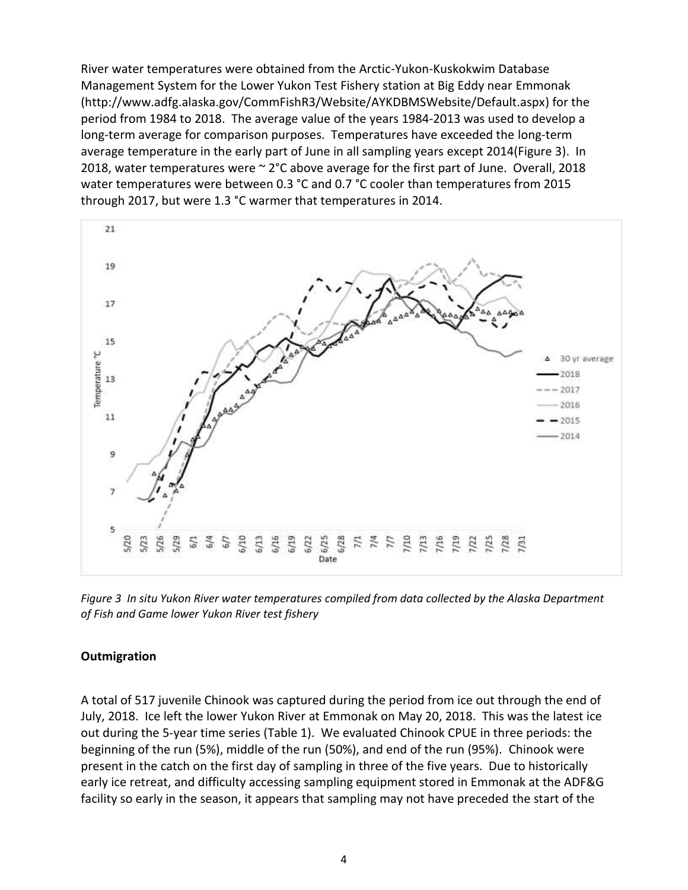River water temperatures were obtained from the Arctic-Yukon-Kuskokwim Database Management System for the Lower Yukon Test Fishery station at Big Eddy near Emmonak (http://www.adfg.alaska.gov/CommFishR3/Website/AYKDBMSWebsite/Default.aspx) for the period from 1984 to 2018. The average value of the years 1984-2013 was used to develop a long-term average for comparison purposes. Temperatures have exceeded the long-term average temperature in the early part of June in all sampling years except 2014(Figure 3). In 2018, water temperatures were ~ 2°C above average for the first part of June. Overall, 2018 water temperatures were between 0.3 °C and 0.7 °C cooler than temperatures from 2015 through 2017, but were 1.3 °C warmer that temperatures in 2014.

*Figure 3 In situ Yukon River water temperatures compiled from data collected by the Alaska Department of Fish and Game lower Yukon River test fishery*

## Outmigration

A total of 517 juvenile Chinook was captured during the period from ice out through the end of July, 2018. Ice left the lower Yukon River at Emmonak on May 20, 2018. This was the latest ice out during the 5-year time series (Table 1). We evaluated Chinook CPUE in three periods: the beginning of the run (5%), middle of the run (50%), and end of the run (95%). Chinook were present in the catch on the first day of sampling in three of the five years. Due to historically early ice retreat, and difficulty accessing sampling equipment stored in Emmonak at the ADF&G facility so early in the season, it appears that sampling may not have preceded the start of the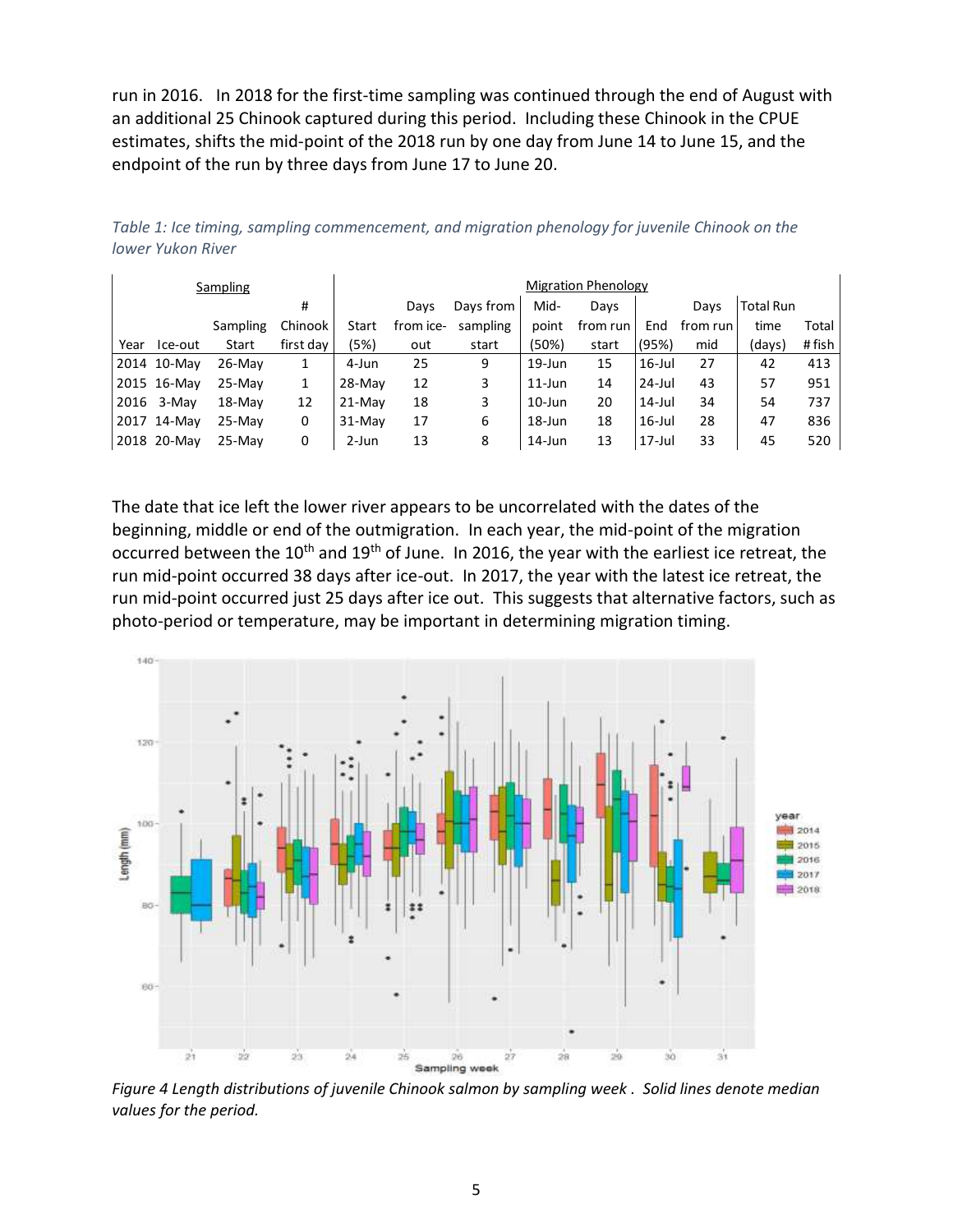run in 2016. In 2018 for the first-time sampling was continued through the end of August with an additional 25 Chinook captured during this period. Including these Chinook in the CPUE estimates, shifts the mid-point of the 2018 run by one day from June 14 to June 15, and the endpoint of the run by three days from June 17 to June 20.

*Table 1: Ice timing, sampling commencement, and migration phenology for juvenile Chinook on the lower Yukon River*

| Sampling | | | | Migration Phenology | | | | | | | | |
|---|---|---|---|---|---|---|---|---|---|---|---|---|
| Year | Ice-out | Sampling Start | # Chinook first day | Start (5%) | Days from ice-out | Days from sampling start | Mid-point (50%) | Days from run start | End (95%) | Days from run mid | Total Run time (days) | Total # fish |
| 2014 | 10-May | 26-May | 1 | 4-Jun | 25 | 9 | 19-Jun | 15 | 16-Jul | 27 | 42 | 413 |
| 2015 | 16-May | 25-May | 1 | 28-May | 12 | 3 | 11-Jun | 14 | 24-Jul | 43 | 57 | 951 |
| 2016 | 3-May | 18-May | 12 | 21-May | 18 | 3 | 10-Jun | 20 | 14-Jul | 34 | 54 | 737 |
| 2017 | 14-May | 25-May | 0 | 31-May | 17 | 6 | 18-Jun | 18 | 16-Jul | 28 | 47 | 836 |
| 2018 | 20-May | 25-May | 0 | 2-Jun | 13 | 8 | 14-Jun | 13 | 17-Jul | 33 | 45 | 520 |

The date that ice left the lower river appears to be uncorrelated with the dates of the beginning, middle or end of the outmigration. In each year, the mid-point of the migration occurred between the 10th and 19th of June. In 2016, the year with the earliest ice retreat, the run mid-point occurred 38 days after ice-out. In 2017, the year with the latest ice retreat, the run mid-point occurred just 25 days after ice out. This suggests that alternative factors, such as photo-period or temperature, may be important in determining migration timing.

*Figure 4 Length distributions of juvenile Chinook salmon by sampling week . Solid lines denote median values for the period.*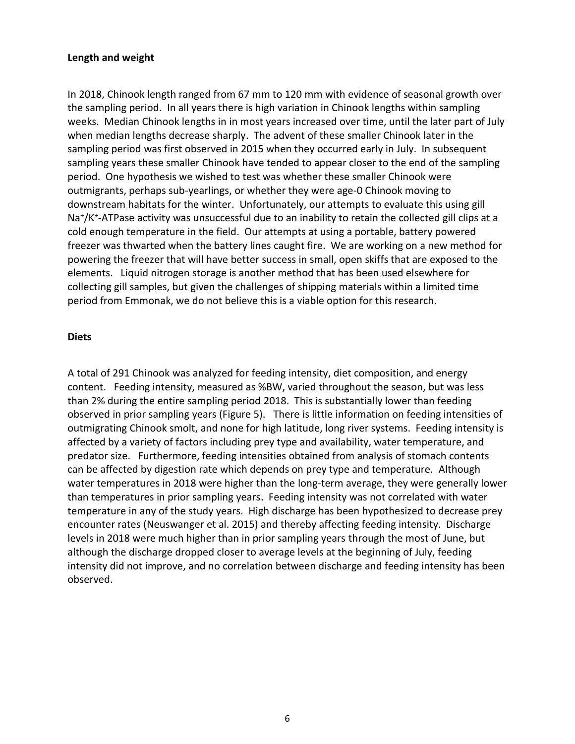**Length and weight**

In 2018, Chinook length ranged from 67 mm to 120 mm with evidence of seasonal growth over the sampling period. In all years there is high variation in Chinook lengths within sampling weeks. Median Chinook lengths in in most years increased over time, until the later part of July when median lengths decrease sharply. The advent of these smaller Chinook later in the sampling period was first observed in 2015 when they occurred early in July. In subsequent sampling years these smaller Chinook have tended to appear closer to the end of the sampling period. One hypothesis we wished to test was whether these smaller Chinook were outmigrants, perhaps sub-yearlings, or whether they were age-0 Chinook moving to downstream habitats for the winter. Unfortunately, our attempts to evaluate this using gill $Na^+/K^+$-ATPase activity was unsuccessful due to an inability to retain the collected gill clips at a cold enough temperature in the field. Our attempts at using a portable, battery powered freezer was thwarted when the battery lines caught fire. We are working on a new method for powering the freezer that will have better success in small, open skiffs that are exposed to the elements. Liquid nitrogen storage is another method that has been used elsewhere for collecting gill samples, but given the challenges of shipping materials within a limited time period from Emmonak, we do not believe this is a viable option for this research.

**Diets**

A total of 291 Chinook was analyzed for feeding intensity, diet composition, and energy content. Feeding intensity, measured as %BW, varied throughout the season, but was less than 2% during the entire sampling period 2018. This is substantially lower than feeding observed in prior sampling years (Figure 5). There is little information on feeding intensities of outmigrating Chinook smolt, and none for high latitude, long river systems. Feeding intensity is affected by a variety of factors including prey type and availability, water temperature, and predator size. Furthermore, feeding intensities obtained from analysis of stomach contents can be affected by digestion rate which depends on prey type and temperature. Although water temperatures in 2018 were higher than the long-term average, they were generally lower than temperatures in prior sampling years. Feeding intensity was not correlated with water temperature in any of the study years. High discharge has been hypothesized to decrease prey encounter rates (Neuswanger et al. 2015) and thereby affecting feeding intensity. Discharge levels in 2018 were much higher than in prior sampling years through the most of June, but although the discharge dropped closer to average levels at the beginning of July, feeding intensity did not improve, and no correlation between discharge and feeding intensity has been observed.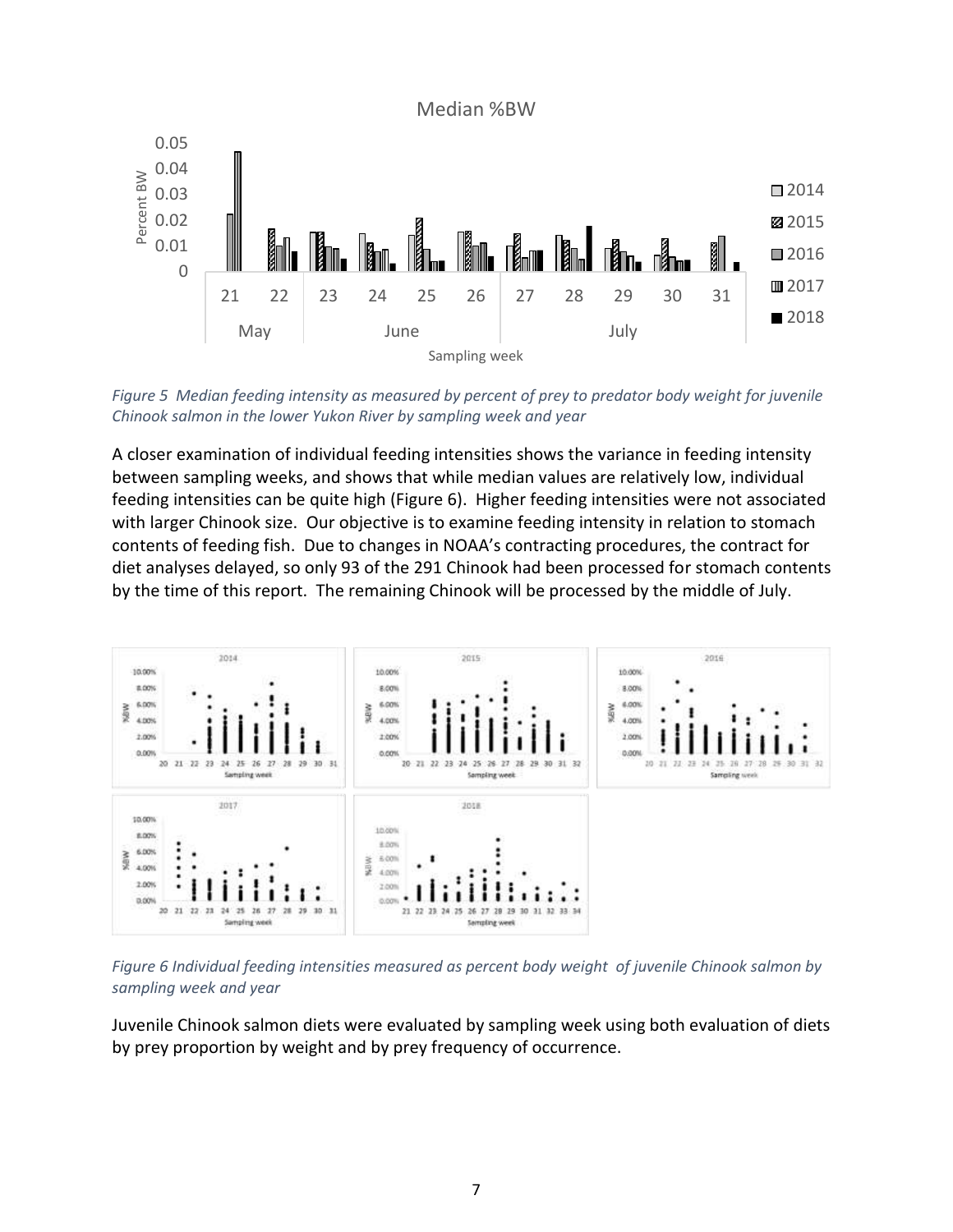*Figure 5 Median feeding intensity as measured by percent of prey to predator body weight for juvenile Chinook salmon in the lower Yukon River by sampling week and year*

A closer examination of individual feeding intensities shows the variance in feeding intensity between sampling weeks, and shows that while median values are relatively low, individual feeding intensities can be quite high (Figure 6). Higher feeding intensities were not associated with larger Chinook size. Our objective is to examine feeding intensity in relation to stomach contents of feeding fish. Due to changes in NOAA's contracting procedures, the contract for diet analyses delayed, so only 93 of the 291 Chinook had been processed for stomach contents by the time of this report. The remaining Chinook will be processed by the middle of July.

*Figure 6 Individual feeding intensities measured as percent body weight of juvenile Chinook salmon by sampling week and year*

Juvenile Chinook salmon diets were evaluated by sampling week using both evaluation of diets by prey proportion by weight and by prey frequency of occurrence.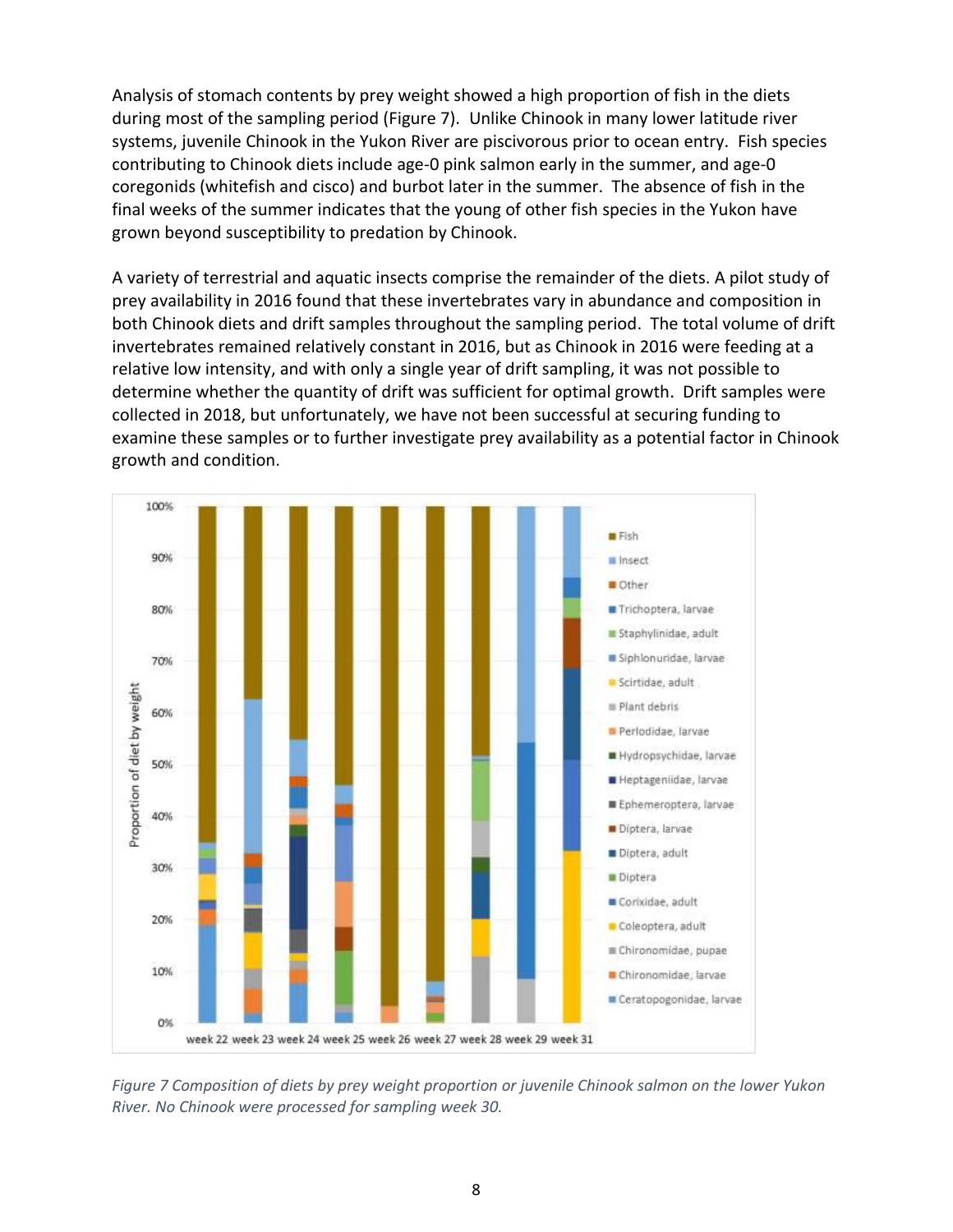Analysis of stomach contents by prey weight showed a high proportion of fish in the diets during most of the sampling period (Figure 7). Unlike Chinook in many lower latitude river systems, juvenile Chinook in the Yukon River are piscivorous prior to ocean entry. Fish species contributing to Chinook diets include age-0 pink salmon early in the summer, and age-0 coregonids (whitefish and cisco) and burbot later in the summer. The absence of fish in the final weeks of the summer indicates that the young of other fish species in the Yukon have grown beyond susceptibility to predation by Chinook.

A variety of terrestrial and aquatic insects comprise the remainder of the diets. A pilot study of prey availability in 2016 found that these invertebrates vary in abundance and composition in both Chinook diets and drift samples throughout the sampling period. The total volume of drift invertebrates remained relatively constant in 2016, but as Chinook in 2016 were feeding at a relative low intensity, and with only a single year of drift sampling, it was not possible to determine whether the quantity of drift was sufficient for optimal growth. Drift samples were collected in 2018, but unfortunately, we have not been successful at securing funding to examine these samples or to further investigate prey availability as a potential factor in Chinook growth and condition.

*Figure 7 Composition of diets by prey weight proportion or juvenile Chinook salmon on the lower Yukon River. No Chinook were processed for sampling week 30.*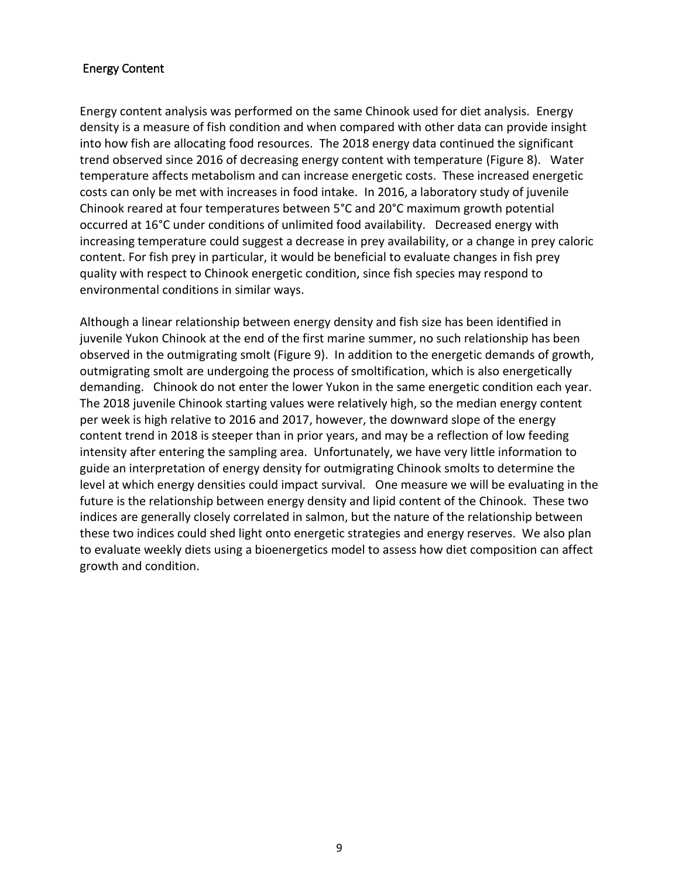## Energy Content

Energy content analysis was performed on the same Chinook used for diet analysis. Energy density is a measure of fish condition and when compared with other data can provide insight into how fish are allocating food resources. The 2018 energy data continued the significant trend observed since 2016 of decreasing energy content with temperature (Figure 8). Water temperature affects metabolism and can increase energetic costs. These increased energetic costs can only be met with increases in food intake. In 2016, a laboratory study of juvenile Chinook reared at four temperatures between 5°C and 20°C maximum growth potential occurred at 16°C under conditions of unlimited food availability. Decreased energy with increasing temperature could suggest a decrease in prey availability, or a change in prey caloric content. For fish prey in particular, it would be beneficial to evaluate changes in fish prey quality with respect to Chinook energetic condition, since fish species may respond to environmental conditions in similar ways.

Although a linear relationship between energy density and fish size has been identified in juvenile Yukon Chinook at the end of the first marine summer, no such relationship has been observed in the outmigrating smolt (Figure 9). In addition to the energetic demands of growth, outmigrating smolt are undergoing the process of smoltification, which is also energetically demanding. Chinook do not enter the lower Yukon in the same energetic condition each year. The 2018 juvenile Chinook starting values were relatively high, so the median energy content per week is high relative to 2016 and 2017, however, the downward slope of the energy content trend in 2018 is steeper than in prior years, and may be a reflection of low feeding intensity after entering the sampling area. Unfortunately, we have very little information to guide an interpretation of energy density for outmigrating Chinook smolts to determine the level at which energy densities could impact survival. One measure we will be evaluating in the future is the relationship between energy density and lipid content of the Chinook. These two indices are generally closely correlated in salmon, but the nature of the relationship between these two indices could shed light onto energetic strategies and energy reserves. We also plan to evaluate weekly diets using a bioenergetics model to assess how diet composition can affect growth and condition.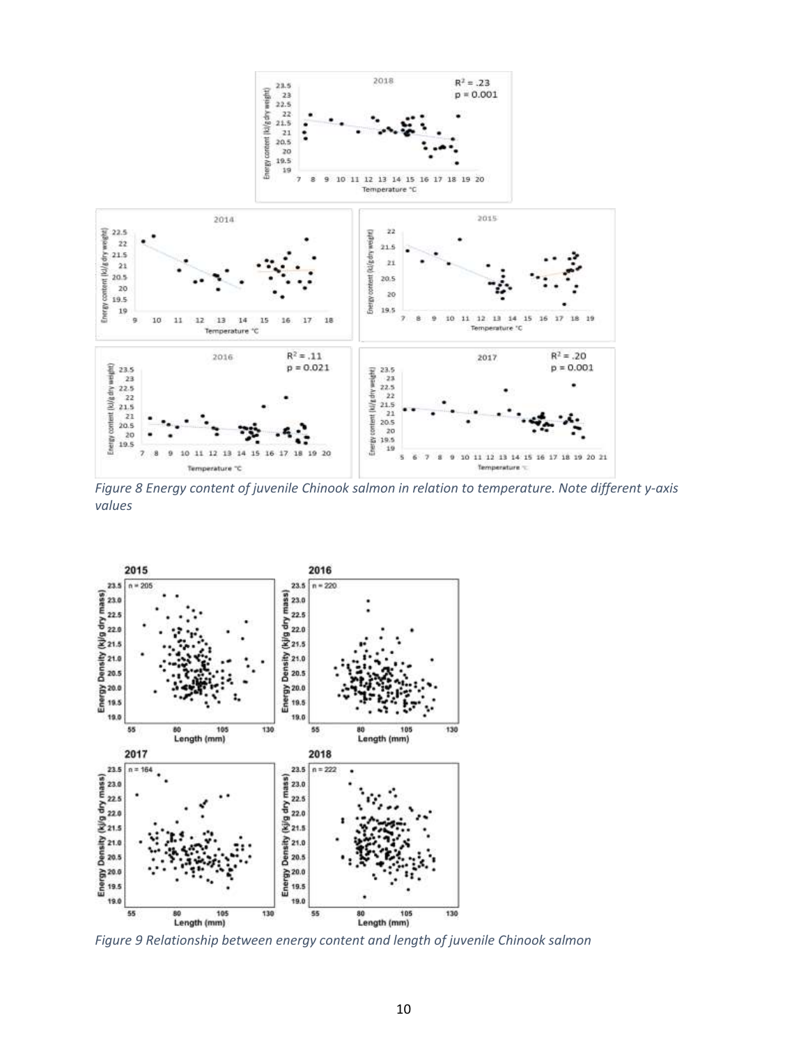*Figure 8 Energy content of juvenile Chinook salmon in relation to temperature. Note different y-axis values*

*Figure 9 Relationship between energy content and length of juvenile Chinook salmon*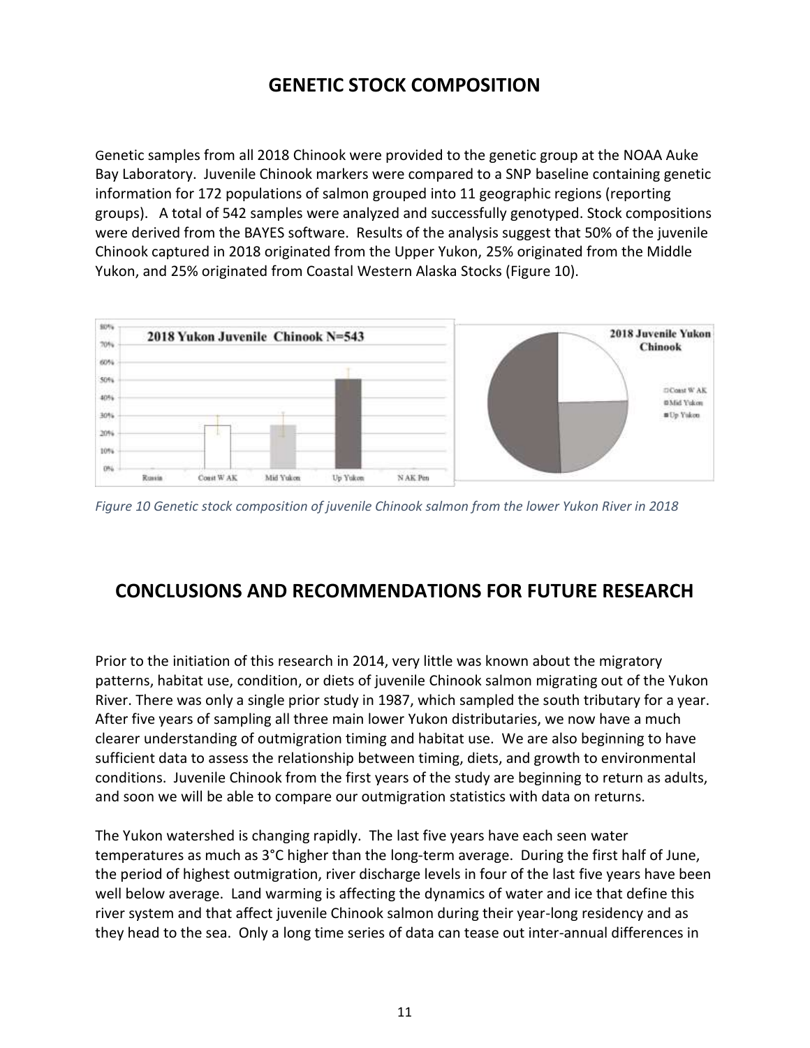## GENETIC STOCK COMPOSITION

Genetic samples from all 2018 Chinook were provided to the genetic group at the NOAA Auke Bay Laboratory. Juvenile Chinook markers were compared to a SNP baseline containing genetic information for 172 populations of salmon grouped into 11 geographic regions (reporting groups). A total of 542 samples were analyzed and successfully genotyped. Stock compositions were derived from the BAYES software. Results of the analysis suggest that 50% of the juvenile Chinook captured in 2018 originated from the Upper Yukon, 25% originated from the Middle Yukon, and 25% originated from Coastal Western Alaska Stocks (Figure 10).

*Figure 10 Genetic stock composition of juvenile Chinook salmon from the lower Yukon River in 2018*

## CONCLUSIONS AND RECOMMENDATIONS FOR FUTURE RESEARCH

Prior to the initiation of this research in 2014, very little was known about the migratory patterns, habitat use, condition, or diets of juvenile Chinook salmon migrating out of the Yukon River. There was only a single prior study in 1987, which sampled the south tributary for a year. After five years of sampling all three main lower Yukon distributaries, we now have a much clearer understanding of outmigration timing and habitat use. We are also beginning to have sufficient data to assess the relationship between timing, diets, and growth to environmental conditions. Juvenile Chinook from the first years of the study are beginning to return as adults, and soon we will be able to compare our outmigration statistics with data on returns.

The Yukon watershed is changing rapidly. The last five years have each seen water temperatures as much as 3°C higher than the long-term average. During the first half of June, the period of highest outmigration, river discharge levels in four of the last five years have been well below average. Land warming is affecting the dynamics of water and ice that define this river system and that affect juvenile Chinook salmon during their year-long residency and as they head to the sea. Only a long time series of data can tease out inter-annual differences in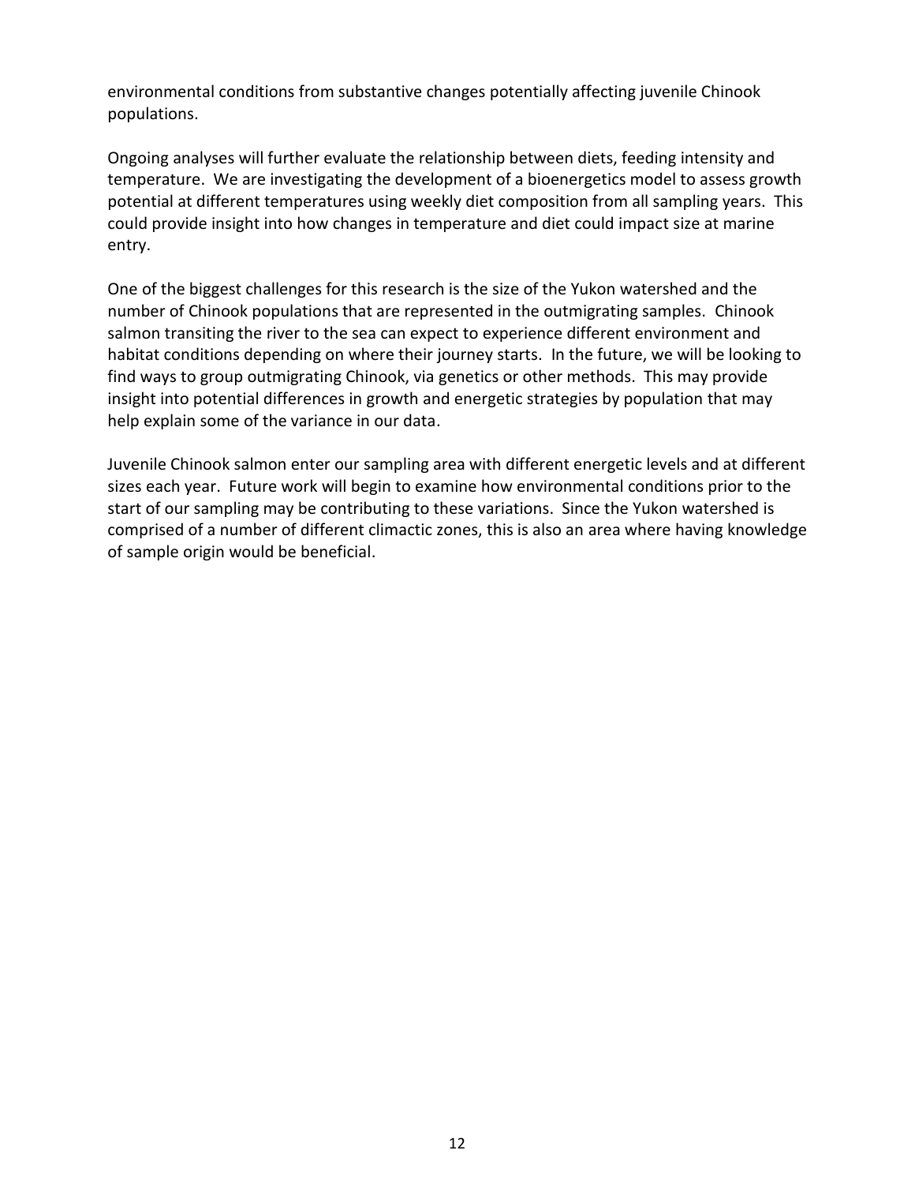environmental conditions from substantive changes potentially affecting juvenile Chinook populations.

Ongoing analyses will further evaluate the relationship between diets, feeding intensity and temperature. We are investigating the development of a bioenergetics model to assess growth potential at different temperatures using weekly diet composition from all sampling years. This could provide insight into how changes in temperature and diet could impact size at marine entry.

One of the biggest challenges for this research is the size of the Yukon watershed and the number of Chinook populations that are represented in the outmigrating samples. Chinook salmon transiting the river to the sea can expect to experience different environment and habitat conditions depending on where their journey starts. In the future, we will be looking to find ways to group outmigrating Chinook, via genetics or other methods. This may provide insight into potential differences in growth and energetic strategies by population that may help explain some of the variance in our data.

Juvenile Chinook salmon enter our sampling area with different energetic levels and at different sizes each year. Future work will begin to examine how environmental conditions prior to the start of our sampling may be contributing to these variations. Since the Yukon watershed is comprised of a number of different climactic zones, this is also an area where having knowledge of sample origin would be beneficial.